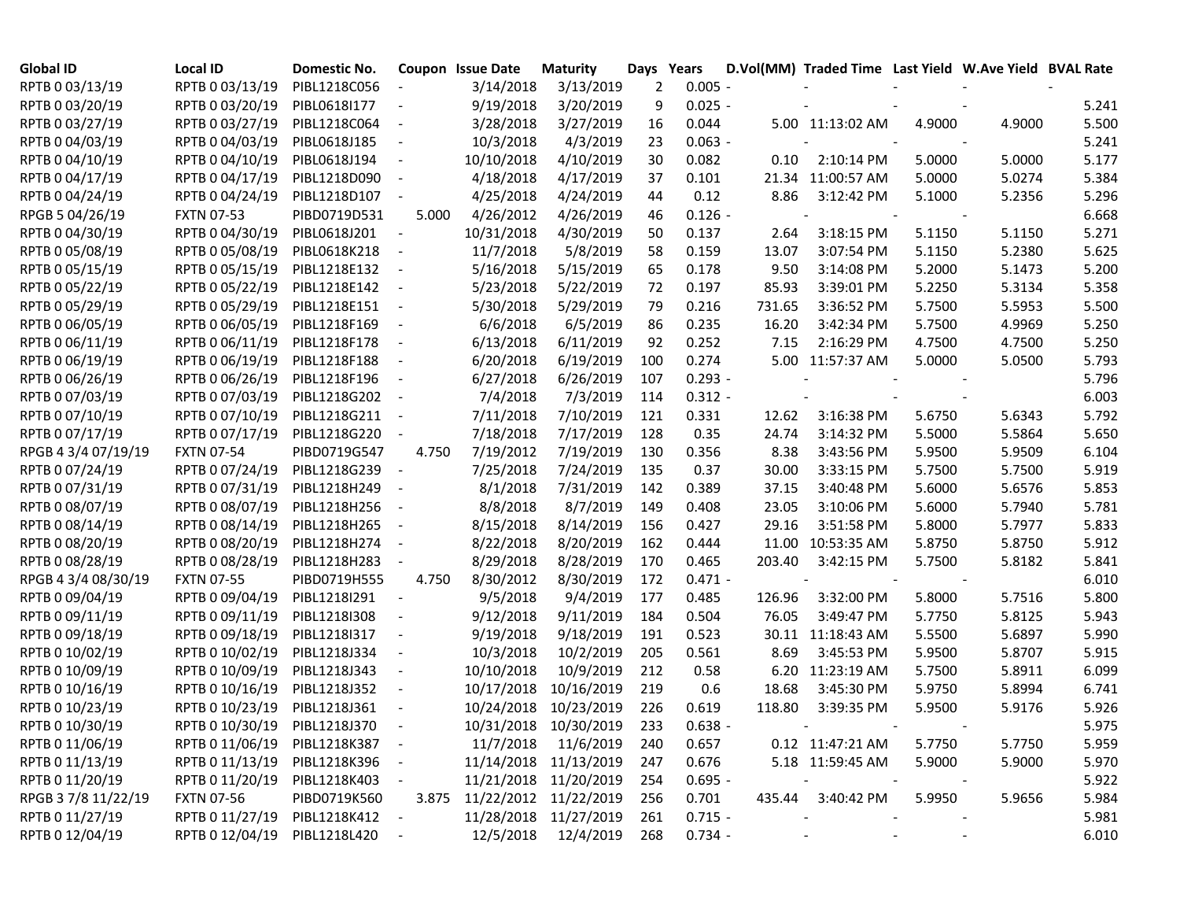| Global ID | Local ID | Domestic No. | Coupon | Issue Date | Maturity | Days | Years | D.Vol(MM) | Traded Time | Last Yield | W.Ave Yield | BVAL Rate |
|---|---|---|---|---|---|---|---|---|---|---|---|---|
| RPTB 0 03/13/19 | RPTB 0 03/13/19 | PIBL1218C056 | - | 3/14/2018 | 3/13/2019 | 2 | 0.005 | - | - | - | - | - |
| RPTB 0 03/20/19 | RPTB 0 03/20/19 | PIBL0618I177 | - | 9/19/2018 | 3/20/2019 | 9 | 0.025 | - | - | - | - | 5.241 |
| RPTB 0 03/27/19 | RPTB 0 03/27/19 | PIBL1218C064 | - | 3/28/2018 | 3/27/2019 | 16 | 0.044 | 5.00 | 11:13:02 AM | 4.9000 | 4.9000 | 5.500 |
| RPTB 0 04/03/19 | RPTB 0 04/03/19 | PIBL0618J185 | - | 10/3/2018 | 4/3/2019 | 23 | 0.063 | - | - | - | - | 5.241 |
| RPTB 0 04/10/19 | RPTB 0 04/10/19 | PIBL0618J194 | - | 10/10/2018 | 4/10/2019 | 30 | 0.082 | 0.10 | 2:10:14 PM | 5.0000 | 5.0000 | 5.177 |
| RPTB 0 04/17/19 | RPTB 0 04/17/19 | PIBL1218D090 | - | 4/18/2018 | 4/17/2019 | 37 | 0.101 | 21.34 | 11:00:57 AM | 5.0000 | 5.0274 | 5.384 |
| RPTB 0 04/24/19 | RPTB 0 04/24/19 | PIBL1218D107 | - | 4/25/2018 | 4/24/2019 | 44 | 0.12 | 8.86 | 3:12:42 PM | 5.1000 | 5.2356 | 5.296 |
| RPGB 5 04/26/19 | FXTN 07-53 | PIBD0719D531 | 5.000 | 4/26/2012 | 4/26/2019 | 46 | 0.126 | - | - | - | - | 6.668 |
| RPTB 0 04/30/19 | RPTB 0 04/30/19 | PIBL0618J201 | - | 10/31/2018 | 4/30/2019 | 50 | 0.137 | 2.64 | 3:18:15 PM | 5.1150 | 5.1150 | 5.271 |
| RPTB 0 05/08/19 | RPTB 0 05/08/19 | PIBL0618K218 | - | 11/7/2018 | 5/8/2019 | 58 | 0.159 | 13.07 | 3:07:54 PM | 5.1150 | 5.2380 | 5.625 |
| RPTB 0 05/15/19 | RPTB 0 05/15/19 | PIBL1218E132 | - | 5/16/2018 | 5/15/2019 | 65 | 0.178 | 9.50 | 3:14:08 PM | 5.2000 | 5.1473 | 5.200 |
| RPTB 0 05/22/19 | RPTB 0 05/22/19 | PIBL1218E142 | - | 5/23/2018 | 5/22/2019 | 72 | 0.197 | 85.93 | 3:39:01 PM | 5.2250 | 5.3134 | 5.358 |
| RPTB 0 05/29/19 | RPTB 0 05/29/19 | PIBL1218E151 | - | 5/30/2018 | 5/29/2019 | 79 | 0.216 | 731.65 | 3:36:52 PM | 5.7500 | 5.5953 | 5.500 |
| RPTB 0 06/05/19 | RPTB 0 06/05/19 | PIBL1218F169 | - | 6/6/2018 | 6/5/2019 | 86 | 0.235 | 16.20 | 3:42:34 PM | 5.7500 | 4.9969 | 5.250 |
| RPTB 0 06/11/19 | RPTB 0 06/11/19 | PIBL1218F178 | - | 6/13/2018 | 6/11/2019 | 92 | 0.252 | 7.15 | 2:16:29 PM | 4.7500 | 4.7500 | 5.250 |
| RPTB 0 06/19/19 | RPTB 0 06/19/19 | PIBL1218F188 | - | 6/20/2018 | 6/19/2019 | 100 | 0.274 | 5.00 | 11:57:37 AM | 5.0000 | 5.0500 | 5.793 |
| RPTB 0 06/26/19 | RPTB 0 06/26/19 | PIBL1218F196 | - | 6/27/2018 | 6/26/2019 | 107 | 0.293 | - | - | - | - | 5.796 |
| RPTB 0 07/03/19 | RPTB 0 07/03/19 | PIBL1218G202 | - | 7/4/2018 | 7/3/2019 | 114 | 0.312 | - | - | - | - | 6.003 |
| RPTB 0 07/10/19 | RPTB 0 07/10/19 | PIBL1218G211 | - | 7/11/2018 | 7/10/2019 | 121 | 0.331 | 12.62 | 3:16:38 PM | 5.6750 | 5.6343 | 5.792 |
| RPTB 0 07/17/19 | RPTB 0 07/17/19 | PIBL1218G220 | - | 7/18/2018 | 7/17/2019 | 128 | 0.35 | 24.74 | 3:14:32 PM | 5.5000 | 5.5864 | 5.650 |
| RPGB 4 3/4 07/19/19 | FXTN 07-54 | PIBD0719G547 | 4.750 | 7/19/2012 | 7/19/2019 | 130 | 0.356 | 8.38 | 3:43:56 PM | 5.9500 | 5.9509 | 6.104 |
| RPTB 0 07/24/19 | RPTB 0 07/24/19 | PIBL1218G239 | - | 7/25/2018 | 7/24/2019 | 135 | 0.37 | 30.00 | 3:33:15 PM | 5.7500 | 5.7500 | 5.919 |
| RPTB 0 07/31/19 | RPTB 0 07/31/19 | PIBL1218H249 | - | 8/1/2018 | 7/31/2019 | 142 | 0.389 | 37.15 | 3:40:48 PM | 5.6000 | 5.6576 | 5.853 |
| RPTB 0 08/07/19 | RPTB 0 08/07/19 | PIBL1218H256 | - | 8/8/2018 | 8/7/2019 | 149 | 0.408 | 23.05 | 3:10:06 PM | 5.6000 | 5.7940 | 5.781 |
| RPTB 0 08/14/19 | RPTB 0 08/14/19 | PIBL1218H265 | - | 8/15/2018 | 8/14/2019 | 156 | 0.427 | 29.16 | 3:51:58 PM | 5.8000 | 5.7977 | 5.833 |
| RPTB 0 08/20/19 | RPTB 0 08/20/19 | PIBL1218H274 | - | 8/22/2018 | 8/20/2019 | 162 | 0.444 | 11.00 | 10:53:35 AM | 5.8750 | 5.8750 | 5.912 |
| RPTB 0 08/28/19 | RPTB 0 08/28/19 | PIBL1218H283 | - | 8/29/2018 | 8/28/2019 | 170 | 0.465 | 203.40 | 3:42:15 PM | 5.7500 | 5.8182 | 5.841 |
| RPGB 4 3/4 08/30/19 | FXTN 07-55 | PIBD0719H555 | 4.750 | 8/30/2012 | 8/30/2019 | 172 | 0.471 | - | - | - | - | 6.010 |
| RPTB 0 09/04/19 | RPTB 0 09/04/19 | PIBL1218I291 | - | 9/5/2018 | 9/4/2019 | 177 | 0.485 | 126.96 | 3:32:00 PM | 5.8000 | 5.7516 | 5.800 |
| RPTB 0 09/11/19 | RPTB 0 09/11/19 | PIBL1218I308 | - | 9/12/2018 | 9/11/2019 | 184 | 0.504 | 76.05 | 3:49:47 PM | 5.7750 | 5.8125 | 5.943 |
| RPTB 0 09/18/19 | RPTB 0 09/18/19 | PIBL1218I317 | - | 9/19/2018 | 9/18/2019 | 191 | 0.523 | 30.11 | 11:18:43 AM | 5.5500 | 5.6897 | 5.990 |
| RPTB 0 10/02/19 | RPTB 0 10/02/19 | PIBL1218J334 | - | 10/3/2018 | 10/2/2019 | 205 | 0.561 | 8.69 | 3:45:53 PM | 5.9500 | 5.8707 | 5.915 |
| RPTB 0 10/09/19 | RPTB 0 10/09/19 | PIBL1218J343 | - | 10/10/2018 | 10/9/2019 | 212 | 0.58 | 6.20 | 11:23:19 AM | 5.7500 | 5.8911 | 6.099 |
| RPTB 0 10/16/19 | RPTB 0 10/16/19 | PIBL1218J352 | - | 10/17/2018 | 10/16/2019 | 219 | 0.6 | 18.68 | 3:45:30 PM | 5.9750 | 5.8994 | 6.741 |
| RPTB 0 10/23/19 | RPTB 0 10/23/19 | PIBL1218J361 | - | 10/24/2018 | 10/23/2019 | 226 | 0.619 | 118.80 | 3:39:35 PM | 5.9500 | 5.9176 | 5.926 |
| RPTB 0 10/30/19 | RPTB 0 10/30/19 | PIBL1218J370 | - | 10/31/2018 | 10/30/2019 | 233 | 0.638 | - | - | - | - | 5.975 |
| RPTB 0 11/06/19 | RPTB 0 11/06/19 | PIBL1218K387 | - | 11/7/2018 | 11/6/2019 | 240 | 0.657 | 0.12 | 11:47:21 AM | 5.7750 | 5.7750 | 5.959 |
| RPTB 0 11/13/19 | RPTB 0 11/13/19 | PIBL1218K396 | - | 11/14/2018 | 11/13/2019 | 247 | 0.676 | 5.18 | 11:59:45 AM | 5.9000 | 5.9000 | 5.970 |
| RPTB 0 11/20/19 | RPTB 0 11/20/19 | PIBL1218K403 | - | 11/21/2018 | 11/20/2019 | 254 | 0.695 | - | - | - | - | 5.922 |
| RPGB 3 7/8 11/22/19 | FXTN 07-56 | PIBD0719K560 | 3.875 | 11/22/2012 | 11/22/2019 | 256 | 0.701 | 435.44 | 3:40:42 PM | 5.9950 | 5.9656 | 5.984 |
| RPTB 0 11/27/19 | RPTB 0 11/27/19 | PIBL1218K412 | - | 11/28/2018 | 11/27/2019 | 261 | 0.715 | - | - | - | - | 5.981 |
| RPTB 0 12/04/19 | RPTB 0 12/04/19 | PIBL1218L420 | - | 12/5/2018 | 12/4/2019 | 268 | 0.734 | - | - | - | - | 6.010 |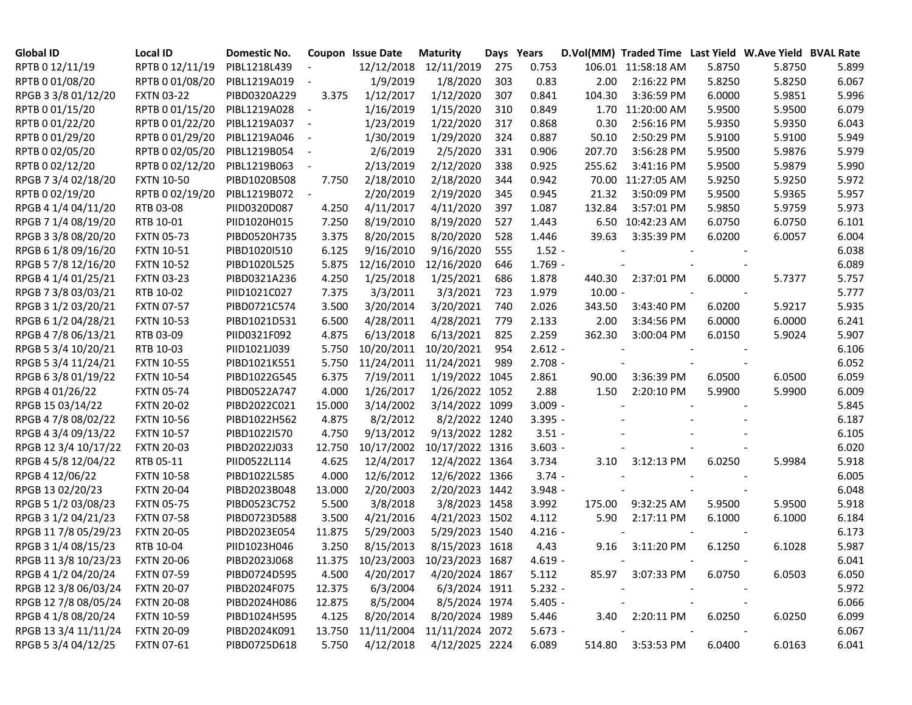| Global ID | Local ID | Domestic No. | Coupon | Issue Date | Maturity | Days | Years | D.Vol(MM) | Traded Time | Last Yield | W.Ave Yield | BVAL Rate |
|---|---|---|---|---|---|---|---|---|---|---|---|---|
| RPTB 0 12/11/19 | RPTB 0 12/11/19 | PIBL1218L439 | - | 12/12/2018 | 12/11/2019 | 275 | 0.753 | 106.01 | 11:58:18 AM | 5.8750 | 5.8750 | 5.899 |
| RPTB 0 01/08/20 | RPTB 0 01/08/20 | PIBL1219A019 | - | 1/9/2019 | 1/8/2020 | 303 | 0.83 | 2.00 | 2:16:22 PM | 5.8250 | 5.8250 | 6.067 |
| RPGB 3 3/8 01/12/20 | FXTN 03-22 | PIBD0320A229 | 3.375 | 1/12/2017 | 1/12/2020 | 307 | 0.841 | 104.30 | 3:36:59 PM | 6.0000 | 5.9851 | 5.996 |
| RPTB 0 01/15/20 | RPTB 0 01/15/20 | PIBL1219A028 | - | 1/16/2019 | 1/15/2020 | 310 | 0.849 | 1.70 | 11:20:00 AM | 5.9500 | 5.9500 | 6.079 |
| RPTB 0 01/22/20 | RPTB 0 01/22/20 | PIBL1219A037 | - | 1/23/2019 | 1/22/2020 | 317 | 0.868 | 0.30 | 2:56:16 PM | 5.9350 | 5.9350 | 6.043 |
| RPTB 0 01/29/20 | RPTB 0 01/29/20 | PIBL1219A046 | - | 1/30/2019 | 1/29/2020 | 324 | 0.887 | 50.10 | 2:50:29 PM | 5.9100 | 5.9100 | 5.949 |
| RPTB 0 02/05/20 | RPTB 0 02/05/20 | PIBL1219B054 | - | 2/6/2019 | 2/5/2020 | 331 | 0.906 | 207.70 | 3:56:28 PM | 5.9500 | 5.9876 | 5.979 |
| RPTB 0 02/12/20 | RPTB 0 02/12/20 | PIBL1219B063 | - | 2/13/2019 | 2/12/2020 | 338 | 0.925 | 255.62 | 3:41:16 PM | 5.9500 | 5.9879 | 5.990 |
| RPGB 7 3/4 02/18/20 | FXTN 10-50 | PIBD1020B508 | 7.750 | 2/18/2010 | 2/18/2020 | 344 | 0.942 | 70.00 | 11:27:05 AM | 5.9250 | 5.9250 | 5.972 |
| RPTB 0 02/19/20 | RPTB 0 02/19/20 | PIBL1219B072 | - | 2/20/2019 | 2/19/2020 | 345 | 0.945 | 21.32 | 3:50:09 PM | 5.9500 | 5.9365 | 5.957 |
| RPGB 4 1/4 04/11/20 | RTB 03-08 | PIID0320D087 | 4.250 | 4/11/2017 | 4/11/2020 | 397 | 1.087 | 132.84 | 3:57:01 PM | 5.9850 | 5.9759 | 5.973 |
| RPGB 7 1/4 08/19/20 | RTB 10-01 | PIID1020H015 | 7.250 | 8/19/2010 | 8/19/2020 | 527 | 1.443 | 6.50 | 10:42:23 AM | 6.0750 | 6.0750 | 6.101 |
| RPGB 3 3/8 08/20/20 | FXTN 05-73 | PIBD0520H735 | 3.375 | 8/20/2015 | 8/20/2020 | 528 | 1.446 | 39.63 | 3:35:39 PM | 6.0200 | 6.0057 | 6.004 |
| RPGB 6 1/8 09/16/20 | FXTN 10-51 | PIBD1020I510 | 6.125 | 9/16/2010 | 9/16/2020 | 555 | 1.52 | - | - | - | - | 6.038 |
| RPGB 5 7/8 12/16/20 | FXTN 10-52 | PIBD1020L525 | 5.875 | 12/16/2010 | 12/16/2020 | 646 | 1.769 | - | - | - | - | 6.089 |
| RPGB 4 1/4 01/25/21 | FXTN 03-23 | PIBD0321A236 | 4.250 | 1/25/2018 | 1/25/2021 | 686 | 1.878 | 440.30 | 2:37:01 PM | 6.0000 | 5.7377 | 5.757 |
| RPGB 7 3/8 03/03/21 | RTB 10-02 | PIID1021C027 | 7.375 | 3/3/2011 | 3/3/2021 | 723 | 1.979 | 10.00 | - | - | - | 5.777 |
| RPGB 3 1/2 03/20/21 | FXTN 07-57 | PIBD0721C574 | 3.500 | 3/20/2014 | 3/20/2021 | 740 | 2.026 | 343.50 | 3:43:40 PM | 6.0200 | 5.9217 | 5.935 |
| RPGB 6 1/2 04/28/21 | FXTN 10-53 | PIBD1021D531 | 6.500 | 4/28/2011 | 4/28/2021 | 779 | 2.133 | 2.00 | 3:34:56 PM | 6.0000 | 6.0000 | 6.241 |
| RPGB 4 7/8 06/13/21 | RTB 03-09 | PIID0321F092 | 4.875 | 6/13/2018 | 6/13/2021 | 825 | 2.259 | 362.30 | 3:00:04 PM | 6.0150 | 5.9024 | 5.907 |
| RPGB 5 3/4 10/20/21 | RTB 10-03 | PIID1021J039 | 5.750 | 10/20/2011 | 10/20/2021 | 954 | 2.612 | - | - | - | - | 6.106 |
| RPGB 5 3/4 11/24/21 | FXTN 10-55 | PIBD1021K551 | 5.750 | 11/24/2011 | 11/24/2021 | 989 | 2.708 | - | - | - | - | 6.052 |
| RPGB 6 3/8 01/19/22 | FXTN 10-54 | PIBD1022G545 | 6.375 | 7/19/2011 | 1/19/2022 | 1045 | 2.861 | 90.00 | 3:36:39 PM | 6.0500 | 6.0500 | 6.059 |
| RPGB 4 01/26/22 | FXTN 05-74 | PIBD0522A747 | 4.000 | 1/26/2017 | 1/26/2022 | 1052 | 2.88 | 1.50 | 2:20:10 PM | 5.9900 | 5.9900 | 6.009 |
| RPGB 15 03/14/22 | FXTN 20-02 | PIBD2022C021 | 15.000 | 3/14/2002 | 3/14/2022 | 1099 | 3.009 | - | - | - | - | 5.845 |
| RPGB 4 7/8 08/02/22 | FXTN 10-56 | PIBD1022H562 | 4.875 | 8/2/2012 | 8/2/2022 | 1240 | 3.395 | - | - | - | - | 6.187 |
| RPGB 4 3/4 09/13/22 | FXTN 10-57 | PIBD1022I570 | 4.750 | 9/13/2012 | 9/13/2022 | 1282 | 3.51 | - | - | - | - | 6.105 |
| RPGB 12 3/4 10/17/22 | FXTN 20-03 | PIBD2022J033 | 12.750 | 10/17/2002 | 10/17/2022 | 1316 | 3.603 | - | - | - | - | 6.020 |
| RPGB 4 5/8 12/04/22 | RTB 05-11 | PIID0522L114 | 4.625 | 12/4/2017 | 12/4/2022 | 1364 | 3.734 | 3.10 | 3:12:13 PM | 6.0250 | 5.9984 | 5.918 |
| RPGB 4 12/06/22 | FXTN 10-58 | PIBD1022L585 | 4.000 | 12/6/2012 | 12/6/2022 | 1366 | 3.74 | - | - | - | - | 6.005 |
| RPGB 13 02/20/23 | FXTN 20-04 | PIBD2023B048 | 13.000 | 2/20/2003 | 2/20/2023 | 1442 | 3.948 | - | - | - | - | 6.048 |
| RPGB 5 1/2 03/08/23 | FXTN 05-75 | PIBD0523C752 | 5.500 | 3/8/2018 | 3/8/2023 | 1458 | 3.992 | 175.00 | 9:32:25 AM | 5.9500 | 5.9500 | 5.918 |
| RPGB 3 1/2 04/21/23 | FXTN 07-58 | PIBD0723D588 | 3.500 | 4/21/2016 | 4/21/2023 | 1502 | 4.112 | 5.90 | 2:17:11 PM | 6.1000 | 6.1000 | 6.184 |
| RPGB 11 7/8 05/29/23 | FXTN 20-05 | PIBD2023E054 | 11.875 | 5/29/2003 | 5/29/2023 | 1540 | 4.216 | - | - | - | - | 6.173 |
| RPGB 3 1/4 08/15/23 | RTB 10-04 | PIID1023H046 | 3.250 | 8/15/2013 | 8/15/2023 | 1618 | 4.43 | 9.16 | 3:11:20 PM | 6.1250 | 6.1028 | 5.987 |
| RPGB 11 3/8 10/23/23 | FXTN 20-06 | PIBD2023J068 | 11.375 | 10/23/2003 | 10/23/2023 | 1687 | 4.619 | - | - | - | - | 6.041 |
| RPGB 4 1/2 04/20/24 | FXTN 07-59 | PIBD0724D595 | 4.500 | 4/20/2017 | 4/20/2024 | 1867 | 5.112 | 85.97 | 3:07:33 PM | 6.0750 | 6.0503 | 6.050 |
| RPGB 12 3/8 06/03/24 | FXTN 20-07 | PIBD2024F075 | 12.375 | 6/3/2004 | 6/3/2024 | 1911 | 5.232 | - | - | - | - | 5.972 |
| RPGB 12 7/8 08/05/24 | FXTN 20-08 | PIBD2024H086 | 12.875 | 8/5/2004 | 8/5/2024 | 1974 | 5.405 | - | - | - | - | 6.066 |
| RPGB 4 1/8 08/20/24 | FXTN 10-59 | PIBD1024H595 | 4.125 | 8/20/2014 | 8/20/2024 | 1989 | 5.446 | 3.40 | 2:20:11 PM | 6.0250 | 6.0250 | 6.099 |
| RPGB 13 3/4 11/11/24 | FXTN 20-09 | PIBD2024K091 | 13.750 | 11/11/2004 | 11/11/2024 | 2072 | 5.673 | - | - | - | - | 6.067 |
| RPGB 5 3/4 04/12/25 | FXTN 07-61 | PIBD0725D618 | 5.750 | 4/12/2018 | 4/12/2025 | 2224 | 6.089 | 514.80 | 3:53:53 PM | 6.0400 | 6.0163 | 6.041 |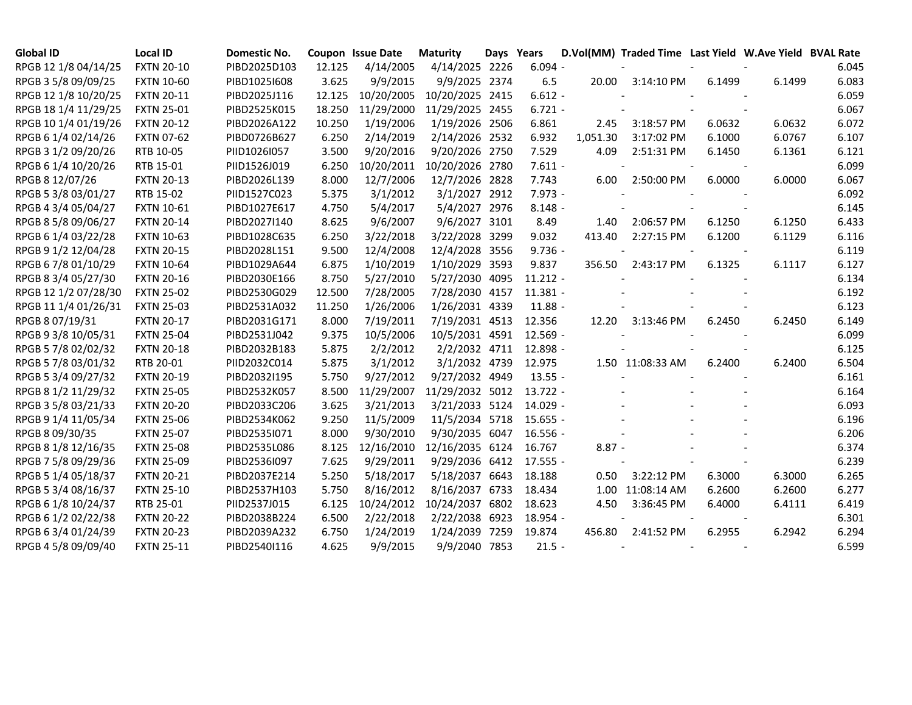| Global ID | Local ID | Domestic No. | Coupon | Issue Date | Maturity | Days | Years | D.Vol(MM) | Traded Time | Last Yield | W.Ave Yield | BVAL Rate |
|---|---|---|---|---|---|---|---|---|---|---|---|---|
| RPGB 12 1/8 04/14/25 | FXTN 20-10 | PIBD2025D103 | 12.125 | 4/14/2005 | 4/14/2025 | 2226 | 6.094 | - | - | - | - | 6.045 |
| RPGB 3 5/8 09/09/25 | FXTN 10-60 | PIBD1025I608 | 3.625 | 9/9/2015 | 9/9/2025 | 2374 | 6.5 | 20.00 | 3:14:10 PM | 6.1499 | 6.1499 | 6.083 |
| RPGB 12 1/8 10/20/25 | FXTN 20-11 | PIBD2025J116 | 12.125 | 10/20/2005 | 10/20/2025 | 2415 | 6.612 | - | - | - | - | 6.059 |
| RPGB 18 1/4 11/29/25 | FXTN 25-01 | PIBD2525K015 | 18.250 | 11/29/2000 | 11/29/2025 | 2455 | 6.721 | - | - | - | - | 6.067 |
| RPGB 10 1/4 01/19/26 | FXTN 20-12 | PIBD2026A122 | 10.250 | 1/19/2006 | 1/19/2026 | 2506 | 6.861 | 2.45 | 3:18:57 PM | 6.0632 | 6.0632 | 6.072 |
| RPGB 6 1/4 02/14/26 | FXTN 07-62 | PIBD0726B627 | 6.250 | 2/14/2019 | 2/14/2026 | 2532 | 6.932 | 1,051.30 | 3:17:02 PM | 6.1000 | 6.0767 | 6.107 |
| RPGB 3 1/2 09/20/26 | RTB 10-05 | PIID1026I057 | 3.500 | 9/20/2016 | 9/20/2026 | 2750 | 7.529 | 4.09 | 2:51:31 PM | 6.1450 | 6.1361 | 6.121 |
| RPGB 6 1/4 10/20/26 | RTB 15-01 | PIID1526J019 | 6.250 | 10/20/2011 | 10/20/2026 | 2780 | 7.611 | - | - | - | - | 6.099 |
| RPGB 8 12/07/26 | FXTN 20-13 | PIBD2026L139 | 8.000 | 12/7/2006 | 12/7/2026 | 2828 | 7.743 | 6.00 | 2:50:00 PM | 6.0000 | 6.0000 | 6.067 |
| RPGB 5 3/8 03/01/27 | RTB 15-02 | PIID1527C023 | 5.375 | 3/1/2012 | 3/1/2027 | 2912 | 7.973 | - | - | - | - | 6.092 |
| RPGB 4 3/4 05/04/27 | FXTN 10-61 | PIBD1027E617 | 4.750 | 5/4/2017 | 5/4/2027 | 2976 | 8.148 | - | - | - | - | 6.145 |
| RPGB 8 5/8 09/06/27 | FXTN 20-14 | PIBD2027I140 | 8.625 | 9/6/2007 | 9/6/2027 | 3101 | 8.49 | 1.40 | 2:06:57 PM | 6.1250 | 6.1250 | 6.433 |
| RPGB 6 1/4 03/22/28 | FXTN 10-63 | PIBD1028C635 | 6.250 | 3/22/2018 | 3/22/2028 | 3299 | 9.032 | 413.40 | 2:27:15 PM | 6.1200 | 6.1129 | 6.116 |
| RPGB 9 1/2 12/04/28 | FXTN 20-15 | PIBD2028L151 | 9.500 | 12/4/2008 | 12/4/2028 | 3556 | 9.736 | - | - | - | - | 6.119 |
| RPGB 6 7/8 01/10/29 | FXTN 10-64 | PIBD1029A644 | 6.875 | 1/10/2019 | 1/10/2029 | 3593 | 9.837 | 356.50 | 2:43:17 PM | 6.1325 | 6.1117 | 6.127 |
| RPGB 8 3/4 05/27/30 | FXTN 20-16 | PIBD2030E166 | 8.750 | 5/27/2010 | 5/27/2030 | 4095 | 11.212 | - | - | - | - | 6.134 |
| RPGB 12 1/2 07/28/30 | FXTN 25-02 | PIBD2530G029 | 12.500 | 7/28/2005 | 7/28/2030 | 4157 | 11.381 | - | - | - | - | 6.192 |
| RPGB 11 1/4 01/26/31 | FXTN 25-03 | PIBD2531A032 | 11.250 | 1/26/2006 | 1/26/2031 | 4339 | 11.88 | - | - | - | - | 6.123 |
| RPGB 8 07/19/31 | FXTN 20-17 | PIBD2031G171 | 8.000 | 7/19/2011 | 7/19/2031 | 4513 | 12.356 | 12.20 | 3:13:46 PM | 6.2450 | 6.2450 | 6.149 |
| RPGB 9 3/8 10/05/31 | FXTN 25-04 | PIBD2531J042 | 9.375 | 10/5/2006 | 10/5/2031 | 4591 | 12.569 | - | - | - | - | 6.099 |
| RPGB 5 7/8 02/02/32 | FXTN 20-18 | PIBD2032B183 | 5.875 | 2/2/2012 | 2/2/2032 | 4711 | 12.898 | - | - | - | - | 6.125 |
| RPGB 5 7/8 03/01/32 | RTB 20-01 | PIID2032C014 | 5.875 | 3/1/2012 | 3/1/2032 | 4739 | 12.975 | 1.50 | 11:08:33 AM | 6.2400 | 6.2400 | 6.504 |
| RPGB 5 3/4 09/27/32 | FXTN 20-19 | PIBD2032I195 | 5.750 | 9/27/2012 | 9/27/2032 | 4949 | 13.55 | - | - | - | - | 6.161 |
| RPGB 8 1/2 11/29/32 | FXTN 25-05 | PIBD2532K057 | 8.500 | 11/29/2007 | 11/29/2032 | 5012 | 13.722 | - | - | - | - | 6.164 |
| RPGB 3 5/8 03/21/33 | FXTN 20-20 | PIBD2033C206 | 3.625 | 3/21/2013 | 3/21/2033 | 5124 | 14.029 | - | - | - | - | 6.093 |
| RPGB 9 1/4 11/05/34 | FXTN 25-06 | PIBD2534K062 | 9.250 | 11/5/2009 | 11/5/2034 | 5718 | 15.655 | - | - | - | - | 6.196 |
| RPGB 8 09/30/35 | FXTN 25-07 | PIBD2535I071 | 8.000 | 9/30/2010 | 9/30/2035 | 6047 | 16.556 | - | - | - | - | 6.206 |
| RPGB 8 1/8 12/16/35 | FXTN 25-08 | PIBD2535L086 | 8.125 | 12/16/2010 | 12/16/2035 | 6124 | 16.767 | 8.87 | - | - | - | 6.374 |
| RPGB 7 5/8 09/29/36 | FXTN 25-09 | PIBD2536I097 | 7.625 | 9/29/2011 | 9/29/2036 | 6412 | 17.555 | - | - | - | - | 6.239 |
| RPGB 5 1/4 05/18/37 | FXTN 20-21 | PIBD2037E214 | 5.250 | 5/18/2017 | 5/18/2037 | 6643 | 18.188 | 0.50 | 3:22:12 PM | 6.3000 | 6.3000 | 6.265 |
| RPGB 5 3/4 08/16/37 | FXTN 25-10 | PIBD2537H103 | 5.750 | 8/16/2012 | 8/16/2037 | 6733 | 18.434 | 1.00 | 11:08:14 AM | 6.2600 | 6.2600 | 6.277 |
| RPGB 6 1/8 10/24/37 | RTB 25-01 | PIID2537J015 | 6.125 | 10/24/2012 | 10/24/2037 | 6802 | 18.623 | 4.50 | 3:36:45 PM | 6.4000 | 6.4111 | 6.419 |
| RPGB 6 1/2 02/22/38 | FXTN 20-22 | PIBD2038B224 | 6.500 | 2/22/2018 | 2/22/2038 | 6923 | 18.954 | - | - | - | - | 6.301 |
| RPGB 6 3/4 01/24/39 | FXTN 20-23 | PIBD2039A232 | 6.750 | 1/24/2019 | 1/24/2039 | 7259 | 19.874 | 456.80 | 2:41:52 PM | 6.2955 | 6.2942 | 6.294 |
| RPGB 4 5/8 09/09/40 | FXTN 25-11 | PIBD2540I116 | 4.625 | 9/9/2015 | 9/9/2040 | 7853 | 21.5 | - | - | - | - | 6.599 |